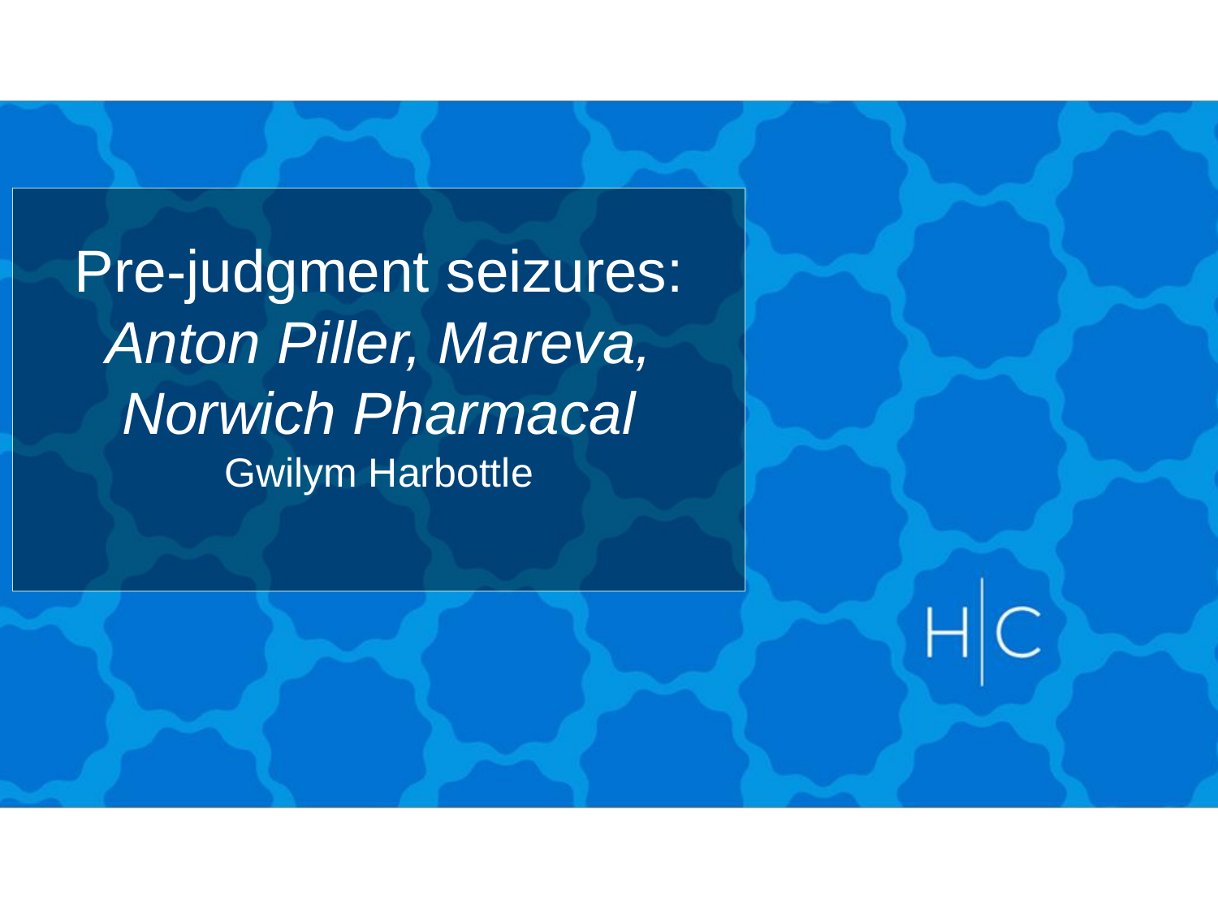# Pre-judgment seizures: *Anton Piller, Mareva, Norwich Pharmacal*

Gwilym Harbottle

H|C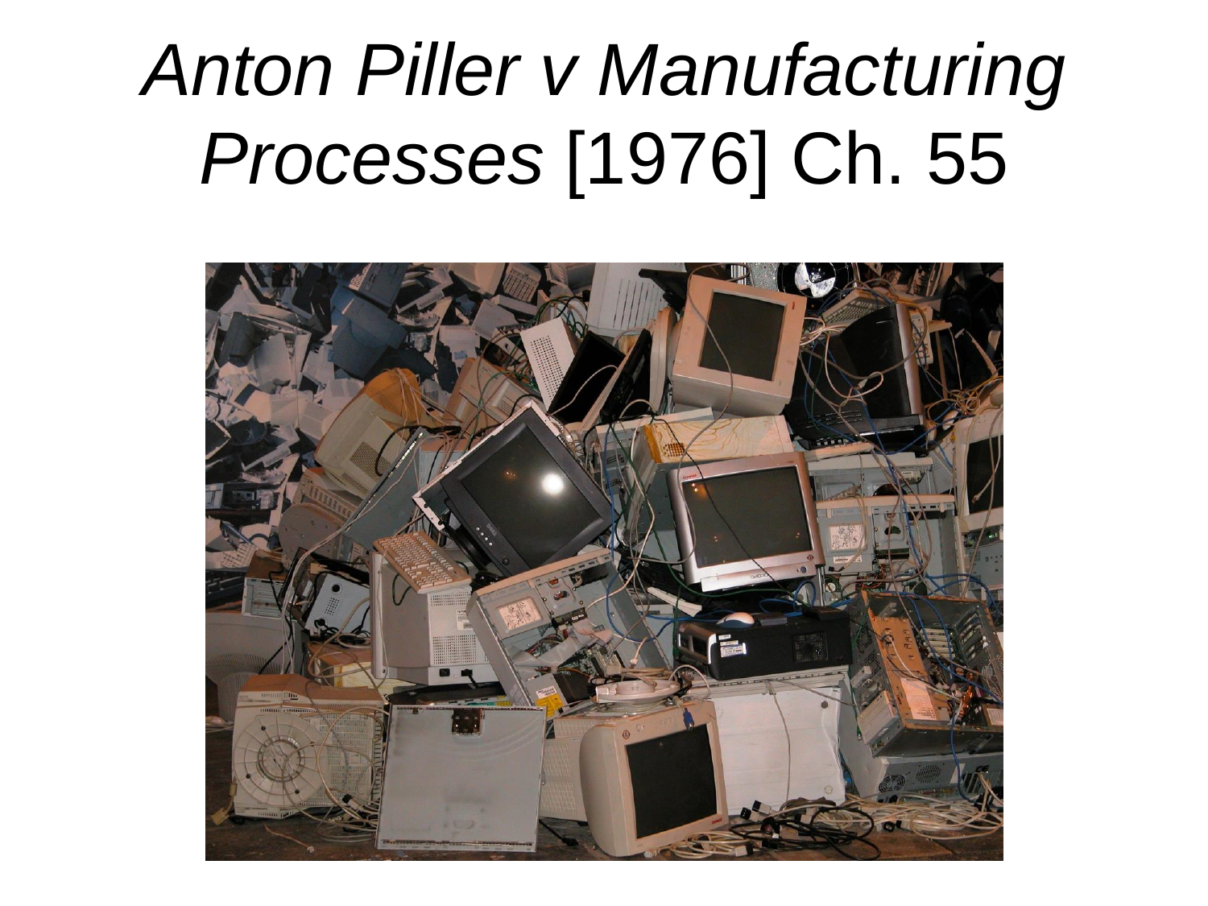# *Anton Piller v Manufacturing Processes* [1976] Ch. 55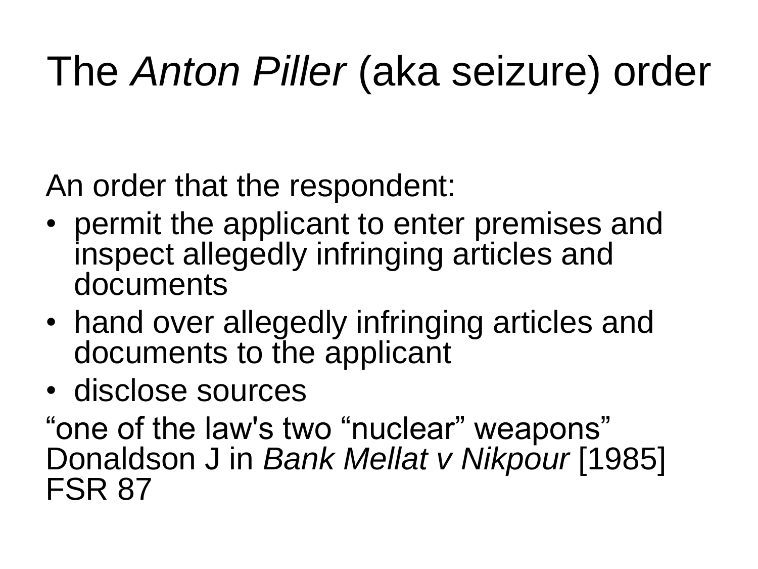# The *Anton Piller* (aka seizure) order

An order that the respondent:

- permit the applicant to enter premises and inspect allegedly infringing articles and documents
- hand over allegedly infringing articles and documents to the applicant
- disclose sources

"one of the law's two "nuclear" weapons" Donaldson J in *Bank Mellat v Nikpour* [1985] FSR 87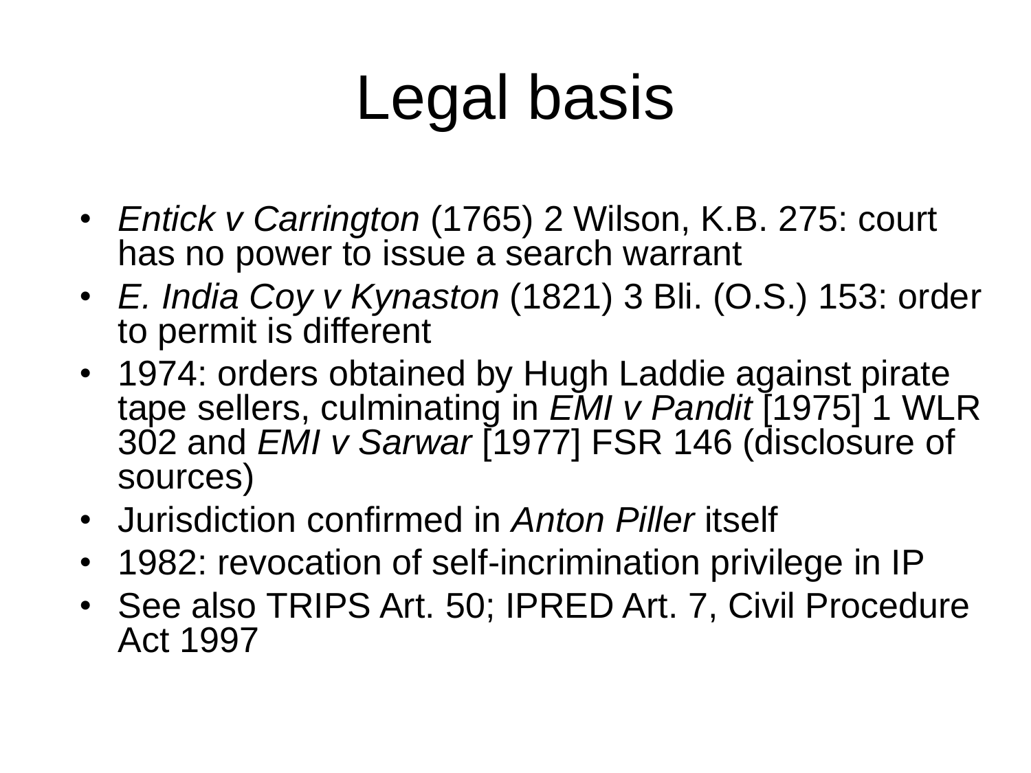# Legal basis

- *Entick v Carrington* (1765) 2 Wilson, K.B. 275: court has no power to issue a search warrant
- *E. India Coy v Kynaston* (1821) 3 Bli. (O.S.) 153: order to permit is different
- 1974: orders obtained by Hugh Laddie against pirate tape sellers, culminating in *EMI v Pandit* [1975] 1 WLR 302 and *EMI v Sarwar* [1977] FSR 146 (disclosure of sources)
- Jurisdiction confirmed in *Anton Piller* itself
- 1982: revocation of self-incrimination privilege in IP
- See also TRIPS Art. 50; IPRED Art. 7, Civil Procedure Act 1997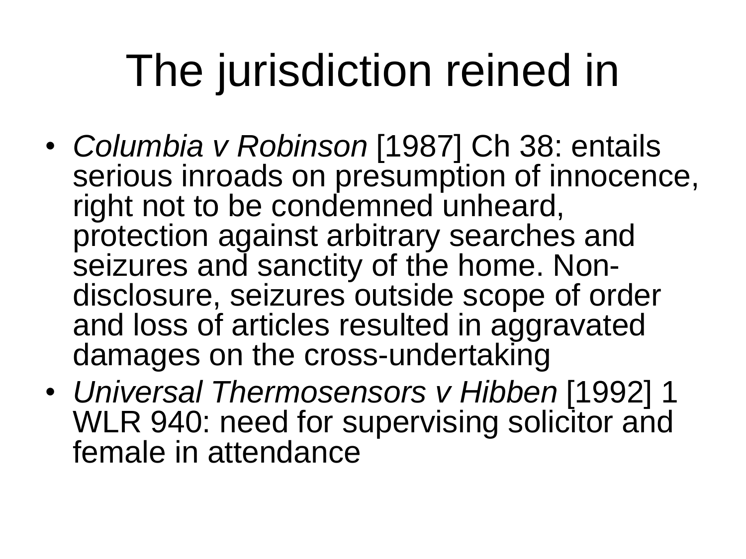# The jurisdiction reined in

- *Columbia v Robinson* [1987] Ch 38: entails serious inroads on presumption of innocence, right not to be condemned unheard, protection against arbitrary searches and seizures and sanctity of the home. Non-disclosure, seizures outside scope of order and loss of articles resulted in aggravated damages on the cross-undertaking
- *Universal Thermosensors v Hibben* [1992] 1 WLR 940: need for supervising solicitor and female in attendance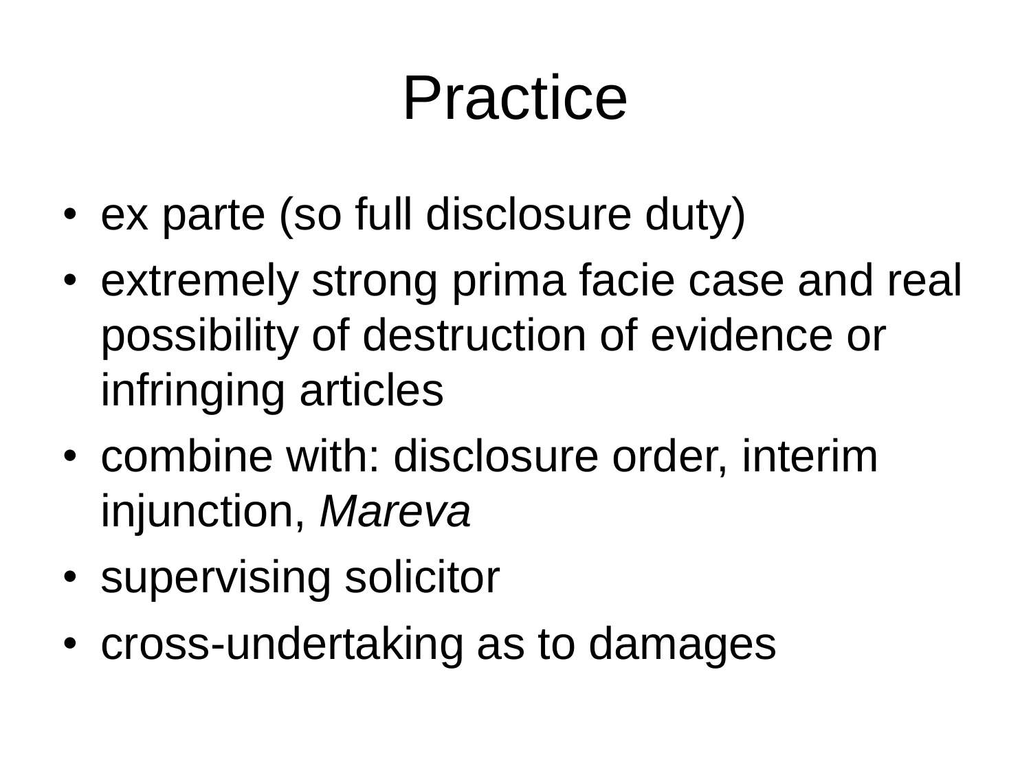# Practice

- ex parte (so full disclosure duty)
- extremely strong prima facie case and real possibility of destruction of evidence or infringing articles
- combine with: disclosure order, interim injunction, *Mareva*
- supervising solicitor
- cross-undertaking as to damages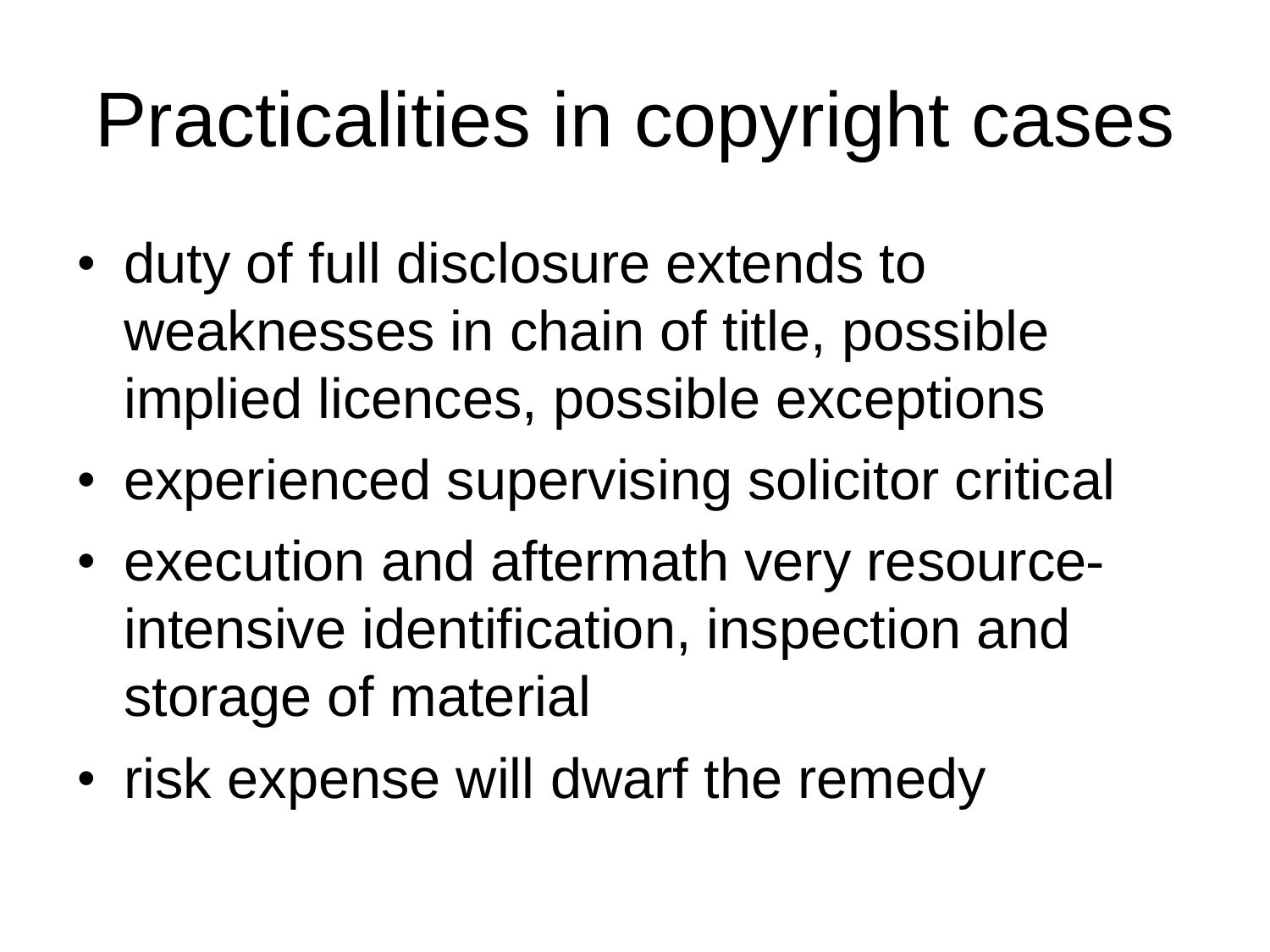# Practicalities in copyright cases

- duty of full disclosure extends to weaknesses in chain of title, possible implied licences, possible exceptions
- experienced supervising solicitor critical
- execution and aftermath very resource-intensive identification, inspection and storage of material
- risk expense will dwarf the remedy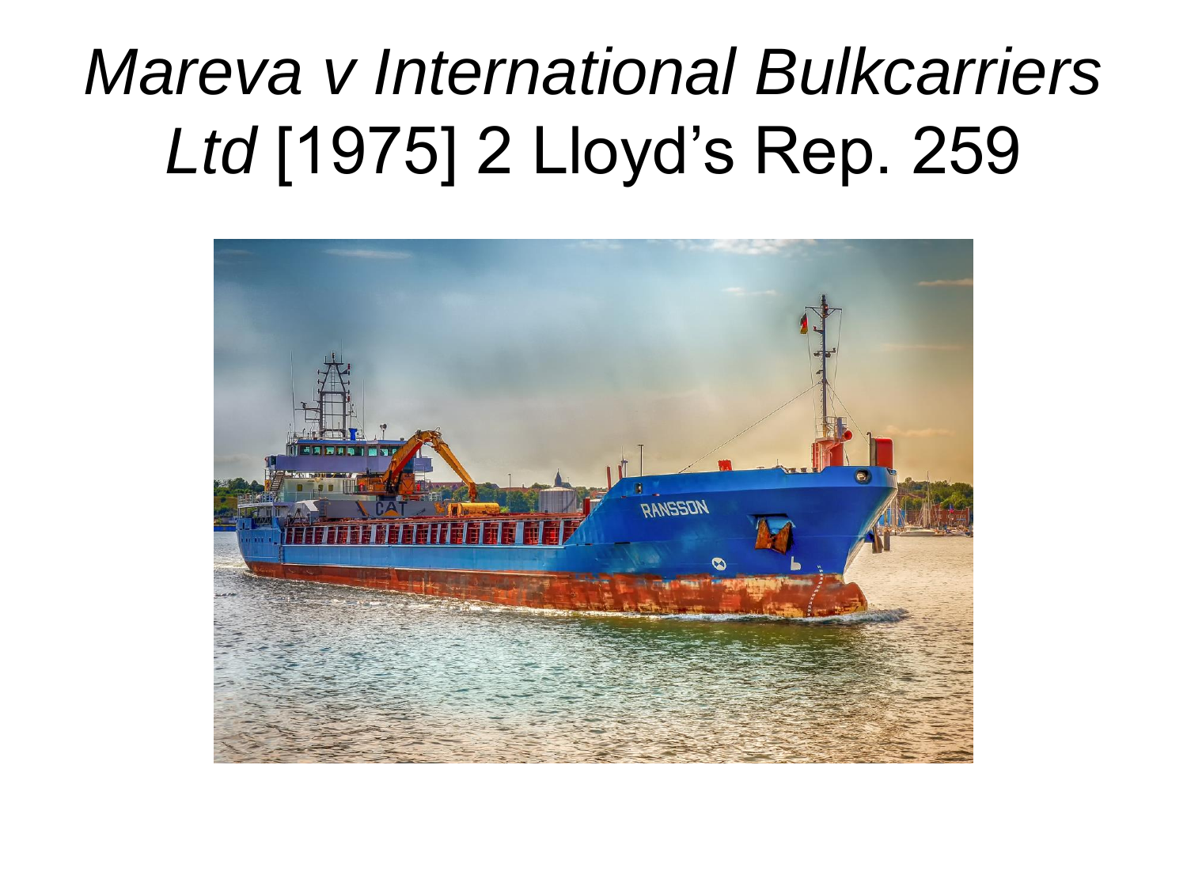# *Mareva v International Bulkcarriers Ltd* [1975] 2 Lloyd's Rep. 259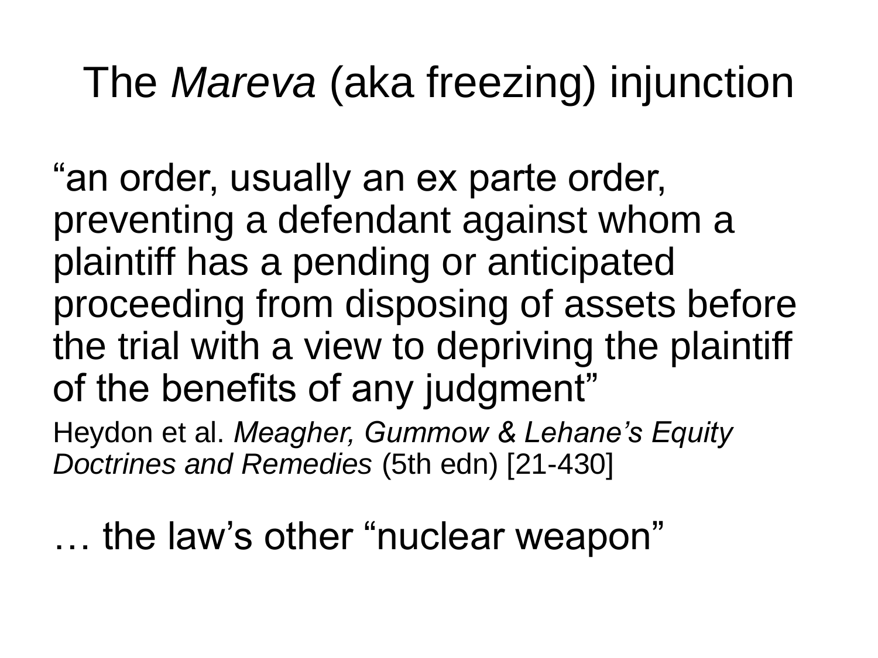# The *Mareva* (aka freezing) injunction

"an order, usually an ex parte order, preventing a defendant against whom a plaintiff has a pending or anticipated proceeding from disposing of assets before the trial with a view to depriving the plaintiff of the benefits of any judgment"

Heydon et al. *Meagher, Gummow & Lehane's Equity Doctrines and Remedies* (5th edn) [21-430]

… the law's other "nuclear weapon"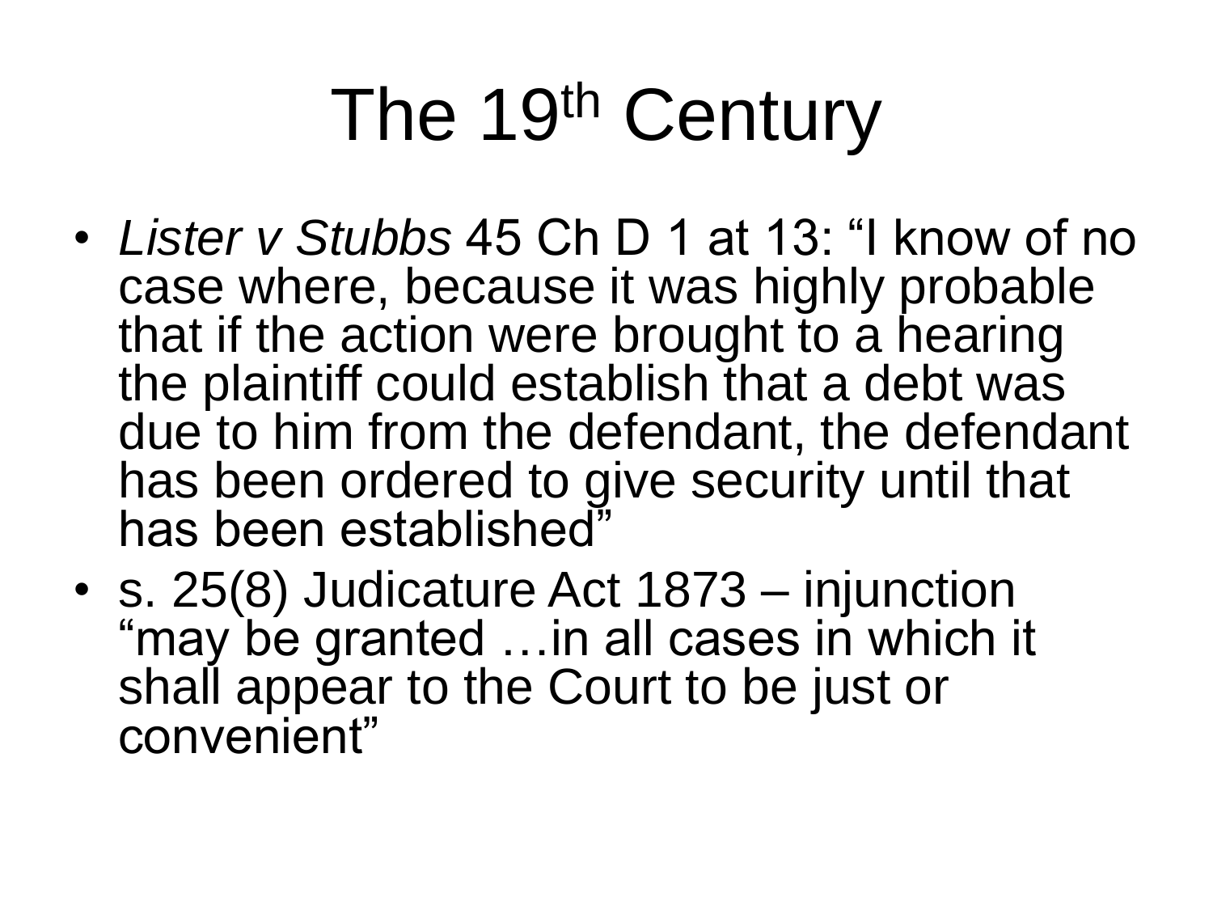# The 19th Century

- *Lister v Stubbs* 45 Ch D 1 at 13: "I know of no case where, because it was highly probable that if the action were brought to a hearing the plaintiff could establish that a debt was due to him from the defendant, the defendant has been ordered to give security until that has been established"
- s. 25(8) Judicature Act 1873 – injunction "may be granted …in all cases in which it shall appear to the Court to be just or convenient"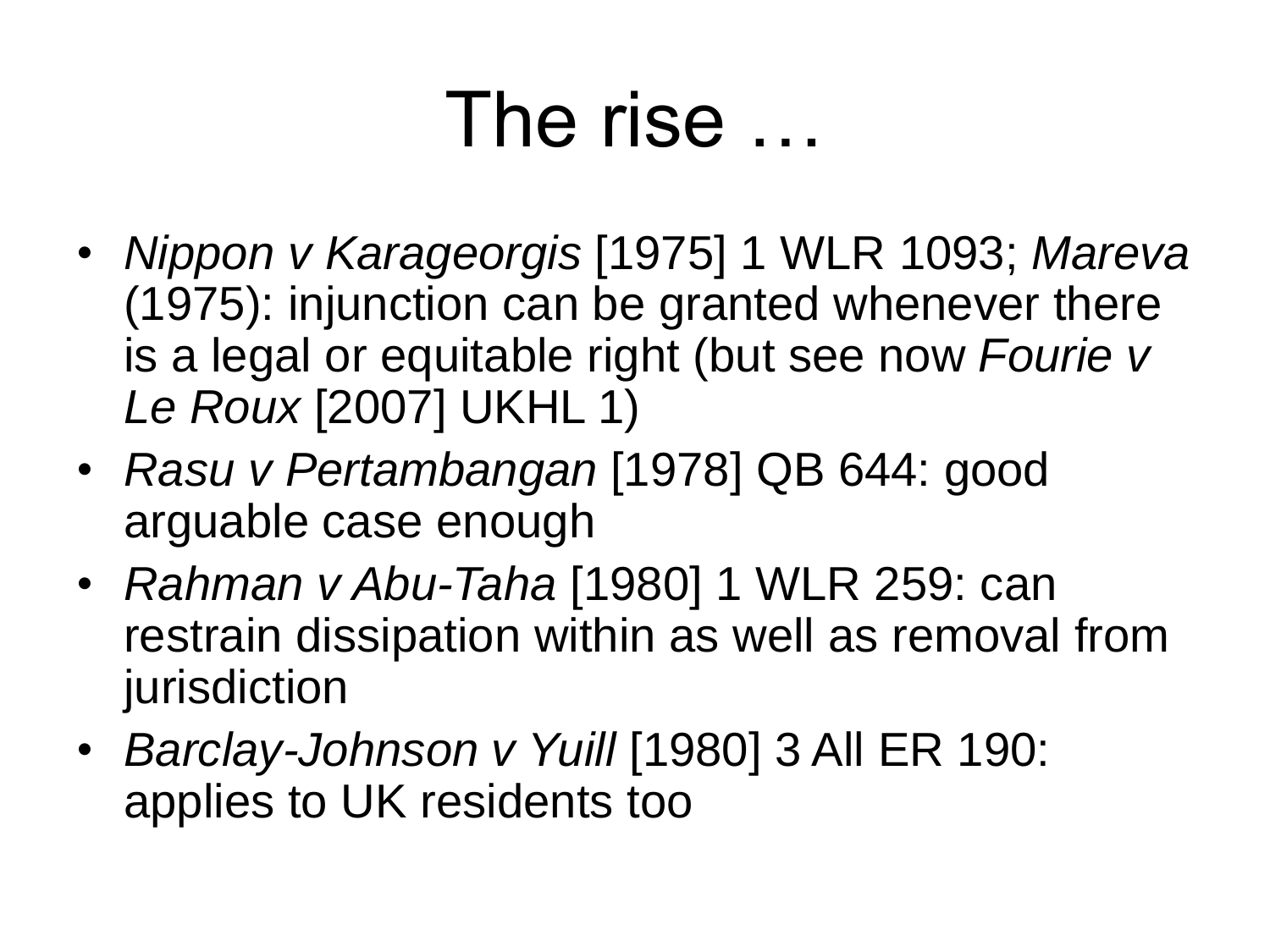# The rise …

- *Nippon v Karageorgis* [1975] 1 WLR 1093; *Mareva* (1975): injunction can be granted whenever there is a legal or equitable right (but see now *Fourie v Le Roux* [2007] UKHL 1)
- *Rasu v Pertambangan* [1978] QB 644: good arguable case enough
- *Rahman v Abu-Taha* [1980] 1 WLR 259: can restrain dissipation within as well as removal from jurisdiction
- *Barclay-Johnson v Yuill* [1980] 3 All ER 190: applies to UK residents too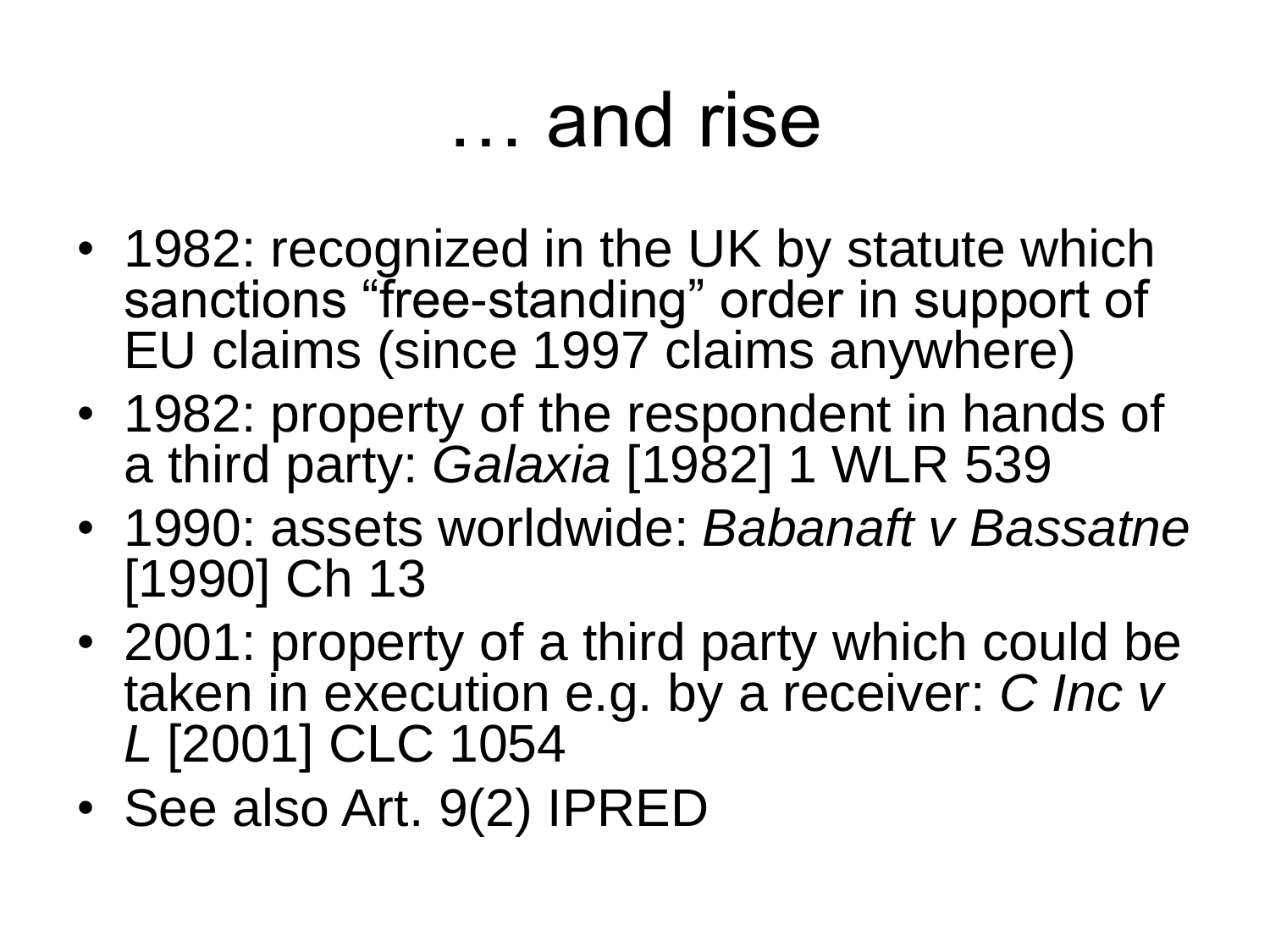# … and rise

- 1982: recognized in the UK by statute which sanctions “free-standing” order in support of EU claims (since 1997 claims anywhere)
- 1982: property of the respondent in hands of a third party: *Galaxia* [1982] 1 WLR 539
- 1990: assets worldwide: *Babanaft v Bassatne* [1990] Ch 13
- 2001: property of a third party which could be taken in execution e.g. by a receiver: *C Inc v L* [2001] CLC 1054
- See also Art. 9(2) IPRED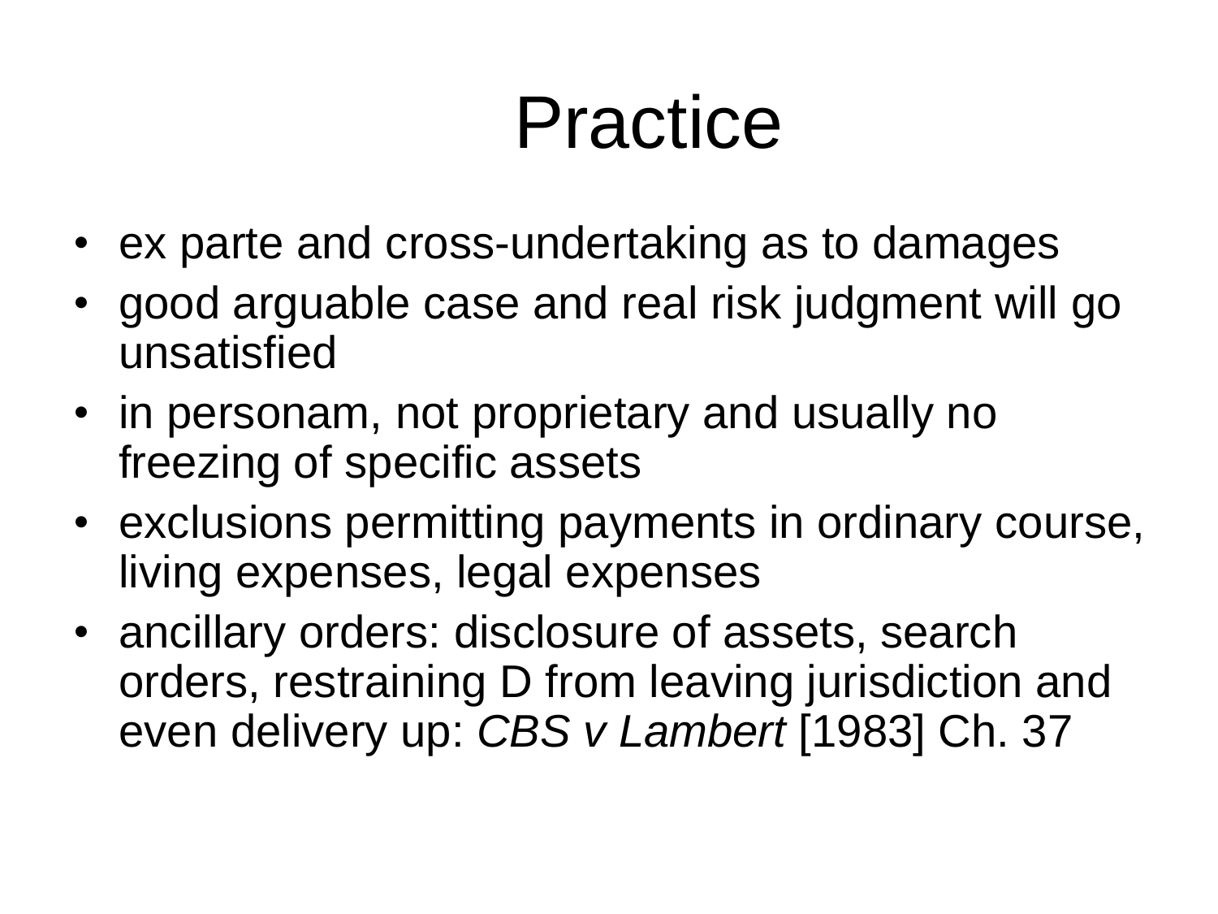# Practice

- ex parte and cross-undertaking as to damages
- good arguable case and real risk judgment will go unsatisfied
- in personam, not proprietary and usually no freezing of specific assets
- exclusions permitting payments in ordinary course, living expenses, legal expenses
- ancillary orders: disclosure of assets, search orders, restraining D from leaving jurisdiction and even delivery up: *CBS v Lambert* [1983] Ch. 37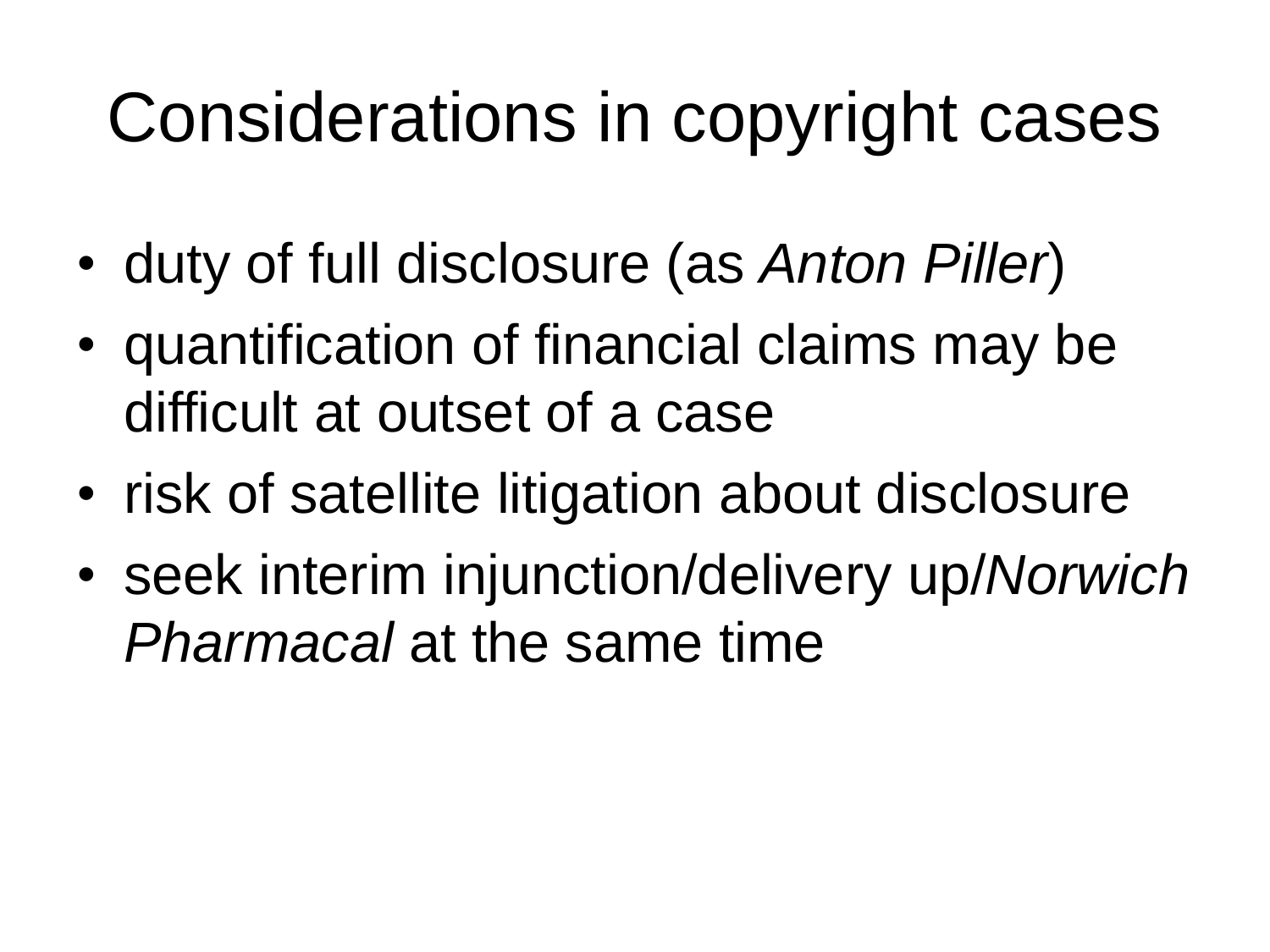# Considerations in copyright cases

- duty of full disclosure (as *Anton Piller*)
- quantification of financial claims may be difficult at outset of a case
- risk of satellite litigation about disclosure
- seek interim injunction/delivery up/*Norwich Pharmacal* at the same time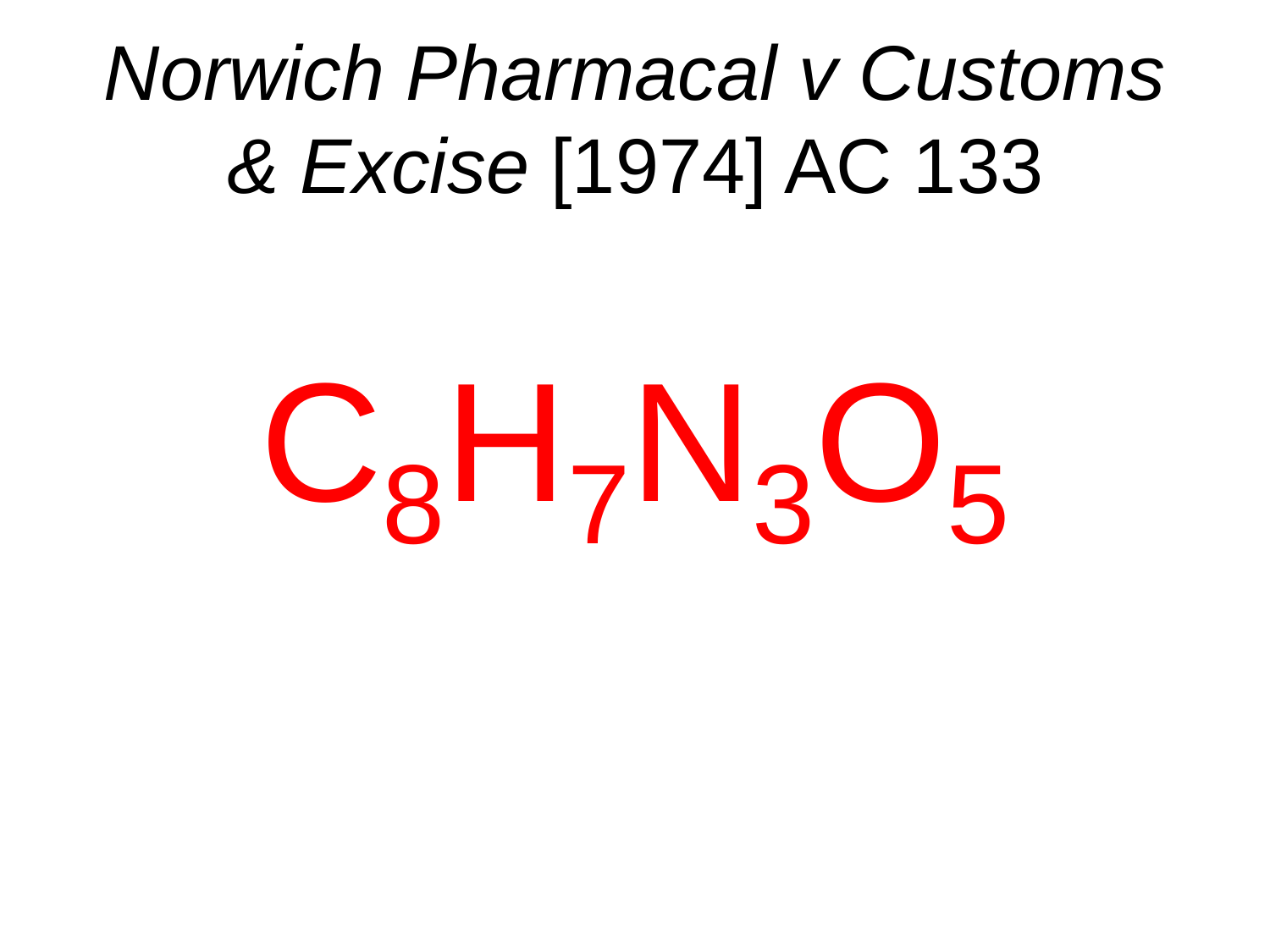# *Norwich Pharmacal v Customs & Excise* [1974] AC 133

$$C_8H_7N_3O_5$$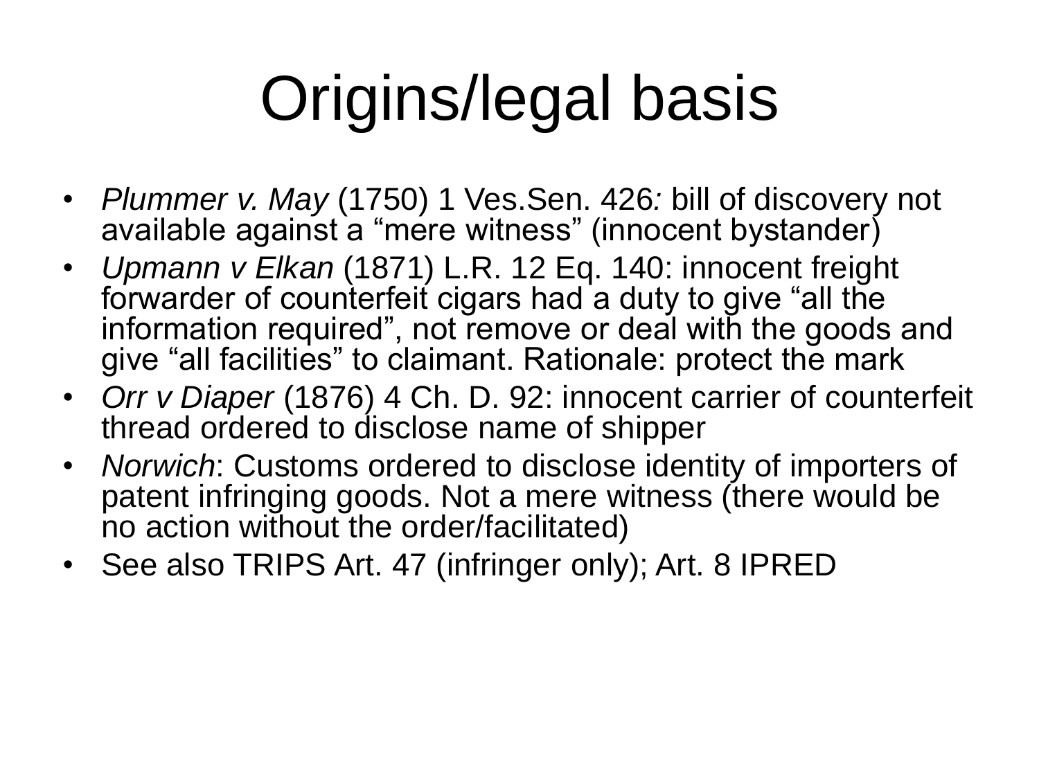# Origins/legal basis

- *Plummer v. May* (1750) 1 Ves.Sen. 426*:* bill of discovery not available against a "mere witness" (innocent bystander)
- *Upmann v Elkan* (1871) L.R. 12 Eq. 140: innocent freight forwarder of counterfeit cigars had a duty to give "all the information required", not remove or deal with the goods and give "all facilities" to claimant. Rationale: protect the mark
- *Orr v Diaper* (1876) 4 Ch. D. 92: innocent carrier of counterfeit thread ordered to disclose name of shipper
- *Norwich*: Customs ordered to disclose identity of importers of patent infringing goods. Not a mere witness (there would be no action without the order/facilitated)
- See also TRIPS Art. 47 (infringer only); Art. 8 IPRED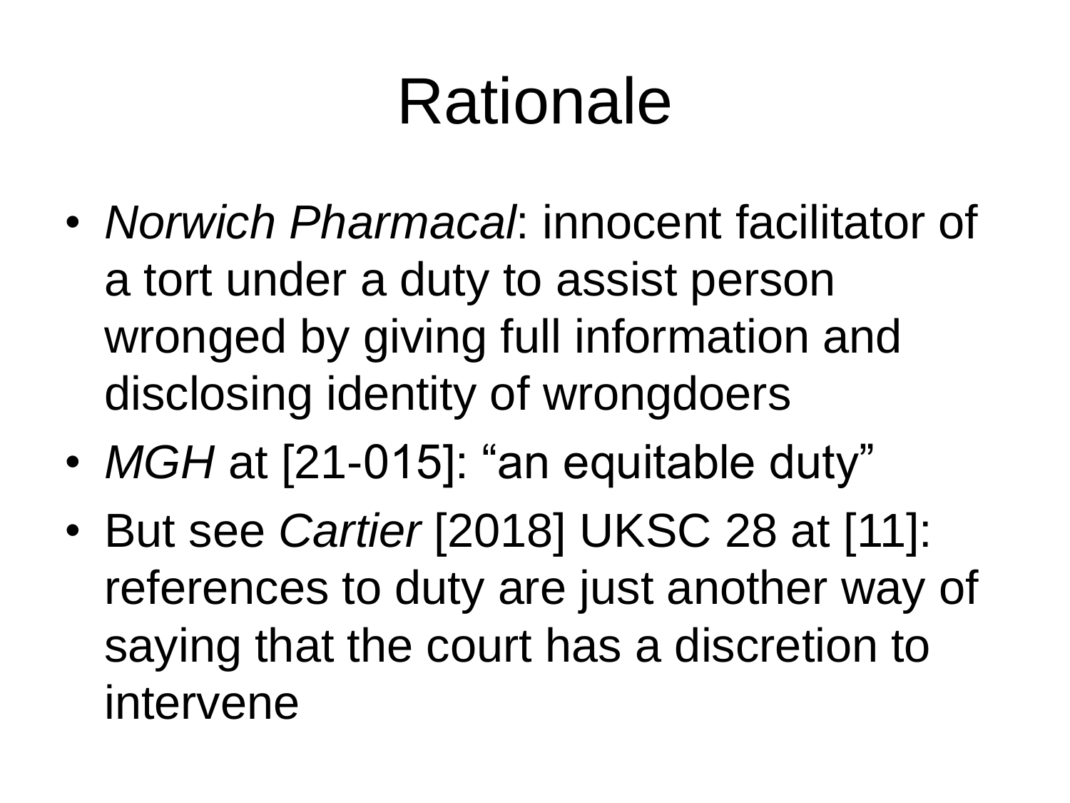# Rationale

- *Norwich Pharmacal*: innocent facilitator of a tort under a duty to assist person wronged by giving full information and disclosing identity of wrongdoers
- *MGH* at [21-015]: “an equitable duty”
- But see *Cartier* [2018] UKSC 28 at [11]: references to duty are just another way of saying that the court has a discretion to intervene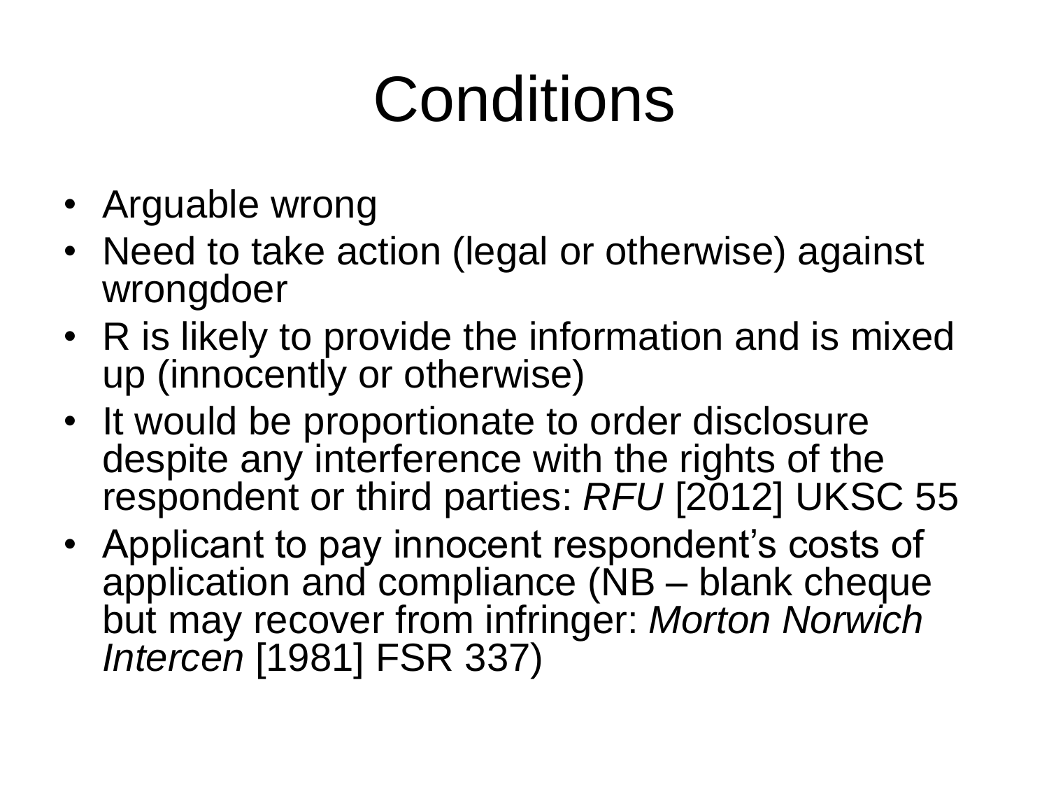# Conditions

- Arguable wrong
- Need to take action (legal or otherwise) against wrongdoer
- R is likely to provide the information and is mixed up (innocently or otherwise)
- It would be proportionate to order disclosure despite any interference with the rights of the respondent or third parties: *RFU* [2012] UKSC 55
- Applicant to pay innocent respondent's costs of application and compliance (NB – blank cheque but may recover from infringer: *Morton Norwich Intercen* [1981] FSR 337)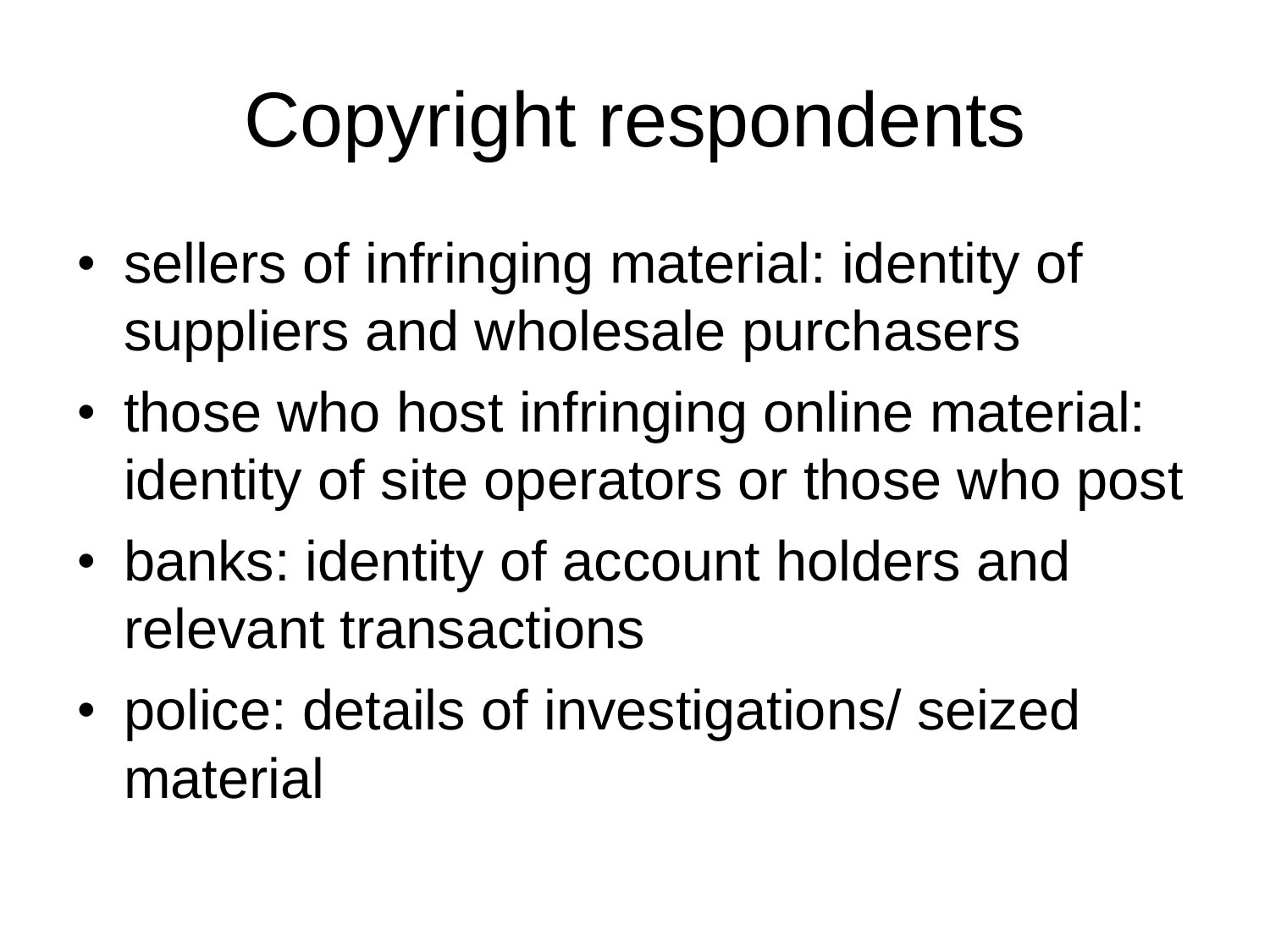# Copyright respondents

- sellers of infringing material: identity of suppliers and wholesale purchasers
- those who host infringing online material: identity of site operators or those who post
- banks: identity of account holders and relevant transactions
- police: details of investigations/ seized material